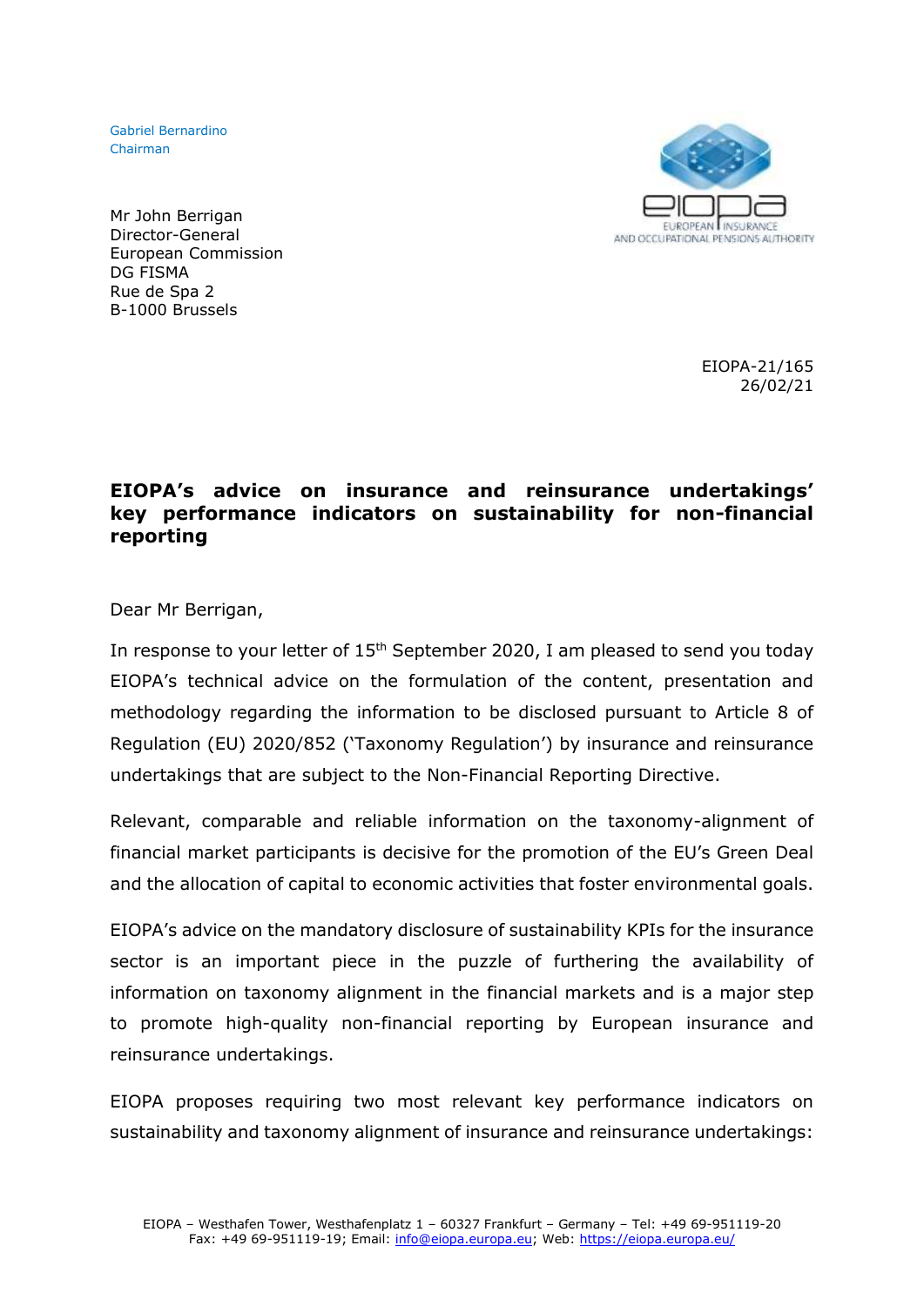Gabriel Bernardino
Chairman

Mr John Berrigan
Director-General
European Commission
DG FISMA
Rue de Spa 2
B-1000 Brussels

EIOPA-21/165
26/02/21

**EIOPA's advice on insurance and reinsurance undertakings' key performance indicators on sustainability for non-financial reporting**

Dear Mr Berrigan,

In response to your letter of 15th September 2020, I am pleased to send you today EIOPA's technical advice on the formulation of the content, presentation and methodology regarding the information to be disclosed pursuant to Article 8 of Regulation (EU) 2020/852 ('Taxonomy Regulation') by insurance and reinsurance undertakings that are subject to the Non-Financial Reporting Directive.

Relevant, comparable and reliable information on the taxonomy-alignment of financial market participants is decisive for the promotion of the EU's Green Deal and the allocation of capital to economic activities that foster environmental goals.

EIOPA's advice on the mandatory disclosure of sustainability KPIs for the insurance sector is an important piece in the puzzle of furthering the availability of information on taxonomy alignment in the financial markets and is a major step to promote high-quality non-financial reporting by European insurance and reinsurance undertakings.

EIOPA proposes requiring two most relevant key performance indicators on sustainability and taxonomy alignment of insurance and reinsurance undertakings: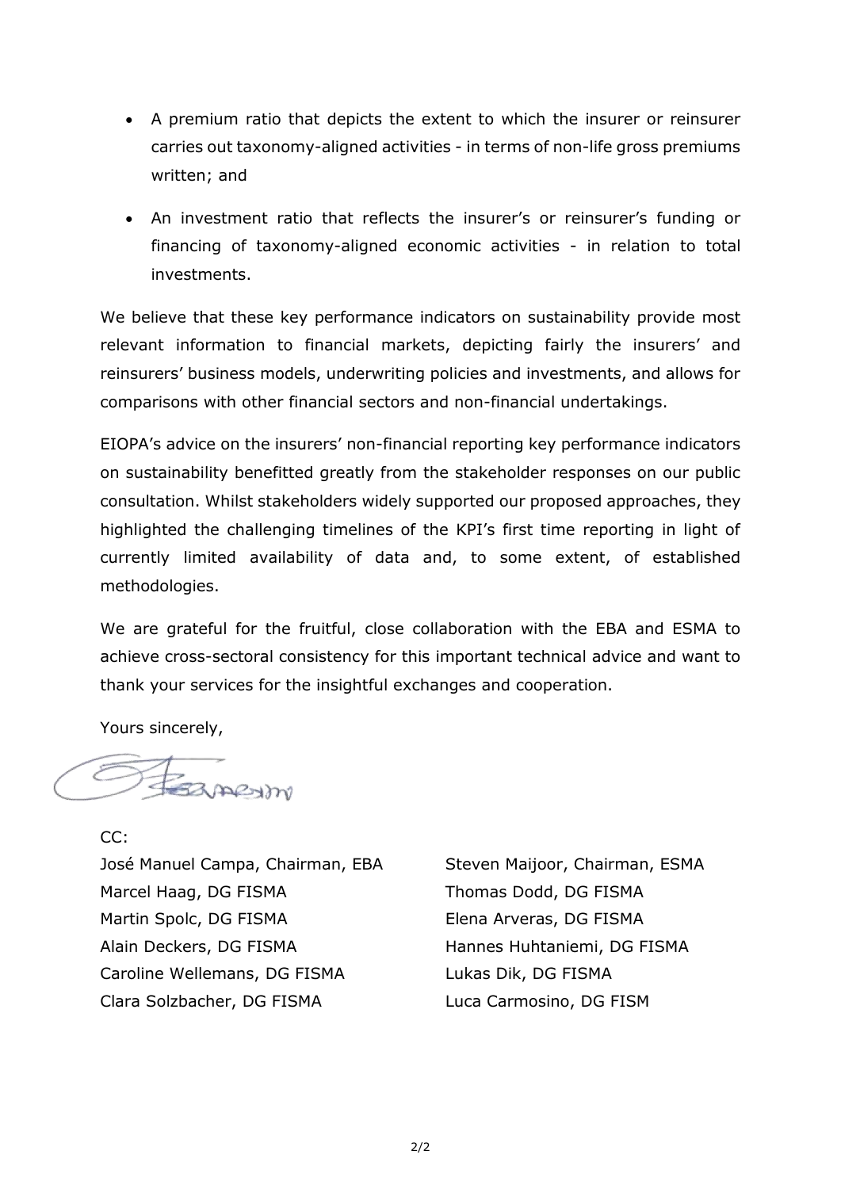- A premium ratio that depicts the extent to which the insurer or reinsurer carries out taxonomy-aligned activities - in terms of non-life gross premiums written; and
- An investment ratio that reflects the insurer's or reinsurer's funding or financing of taxonomy-aligned economic activities - in relation to total investments.

We believe that these key performance indicators on sustainability provide most relevant information to financial markets, depicting fairly the insurers' and reinsurers' business models, underwriting policies and investments, and allows for comparisons with other financial sectors and non-financial undertakings.

EIOPA's advice on the insurers' non-financial reporting key performance indicators on sustainability benefitted greatly from the stakeholder responses on our public consultation. Whilst stakeholders widely supported our proposed approaches, they highlighted the challenging timelines of the KPI's first time reporting in light of currently limited availability of data and, to some extent, of established methodologies.

We are grateful for the fruitful, close collaboration with the EBA and ESMA to achieve cross-sectoral consistency for this important technical advice and want to thank your services for the insightful exchanges and cooperation.

Yours sincerely,

CC:

José Manuel Campa, Chairman, EBA
Steven Maijoor, Chairman, ESMA
Marcel Haag, DG FISMA
Thomas Dodd, DG FISMA
Martin Spolc, DG FISMA
Elena Arveras, DG FISMA
Alain Deckers, DG FISMA
Hannes Huhtaniemi, DG FISMA
Caroline Wellemans, DG FISMA
Lukas Dik, DG FISMA
Clara Solzbacher, DG FISMA
Luca Carmosino, DG FISM